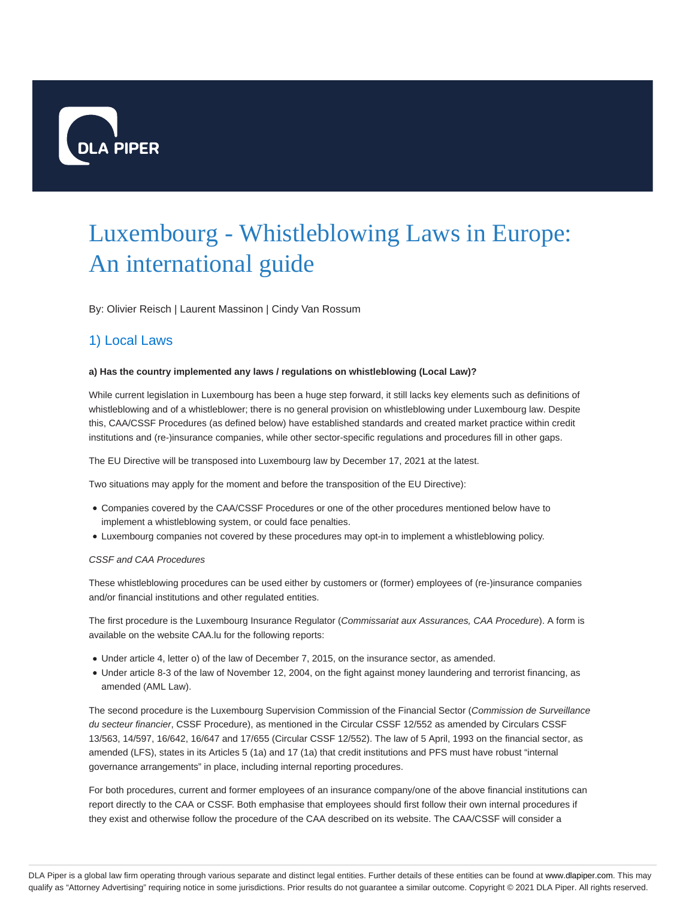# Luxembourg - Whistleblowing Laws in Europe: An international guide

By: Olivier Reisch | Laurent Massinon | Cindy Van Rossum

## 1) Local Laws

**a) Has the country implemented any laws / regulations on whistleblowing (Local Law)?**

While current legislation in Luxembourg has been a huge step forward, it still lacks key elements such as definitions of whistleblowing and of a whistleblower; there is no general provision on whistleblowing under Luxembourg law. Despite this, CAA/CSSF Procedures (as defined below) have established standards and created market practice within credit institutions and (re-)insurance companies, while other sector-specific regulations and procedures fill in other gaps.

The EU Directive will be transposed into Luxembourg law by December 17, 2021 at the latest.

Two situations may apply for the moment and before the transposition of the EU Directive):

- Companies covered by the CAA/CSSF Procedures or one of the other procedures mentioned below have to implement a whistleblowing system, or could face penalties.
- Luxembourg companies not covered by these procedures may opt-in to implement a whistleblowing policy.

*CSSF and CAA Procedures*

These whistleblowing procedures can be used either by customers or (former) employees of (re-)insurance companies and/or financial institutions and other regulated entities.

The first procedure is the Luxembourg Insurance Regulator (*Commissariat aux Assurances, CAA Procedure*). A form is available on the website CAA.lu for the following reports:

- Under article 4, letter o) of the law of December 7, 2015, on the insurance sector, as amended.
- Under article 8-3 of the law of November 12, 2004, on the fight against money laundering and terrorist financing, as amended (AML Law).

The second procedure is the Luxembourg Supervision Commission of the Financial Sector (*Commission de Surveillance du secteur financier*, CSSF Procedure), as mentioned in the Circular CSSF 12/552 as amended by Circulars CSSF 13/563, 14/597, 16/642, 16/647 and 17/655 (Circular CSSF 12/552). The law of 5 April, 1993 on the financial sector, as amended (LFS), states in its Articles 5 (1a) and 17 (1a) that credit institutions and PFS must have robust "internal governance arrangements" in place, including internal reporting procedures.

For both procedures, current and former employees of an insurance company/one of the above financial institutions can report directly to the CAA or CSSF. Both emphasise that employees should first follow their own internal procedures if they exist and otherwise follow the procedure of the CAA described on its website. The CAA/CSSF will consider a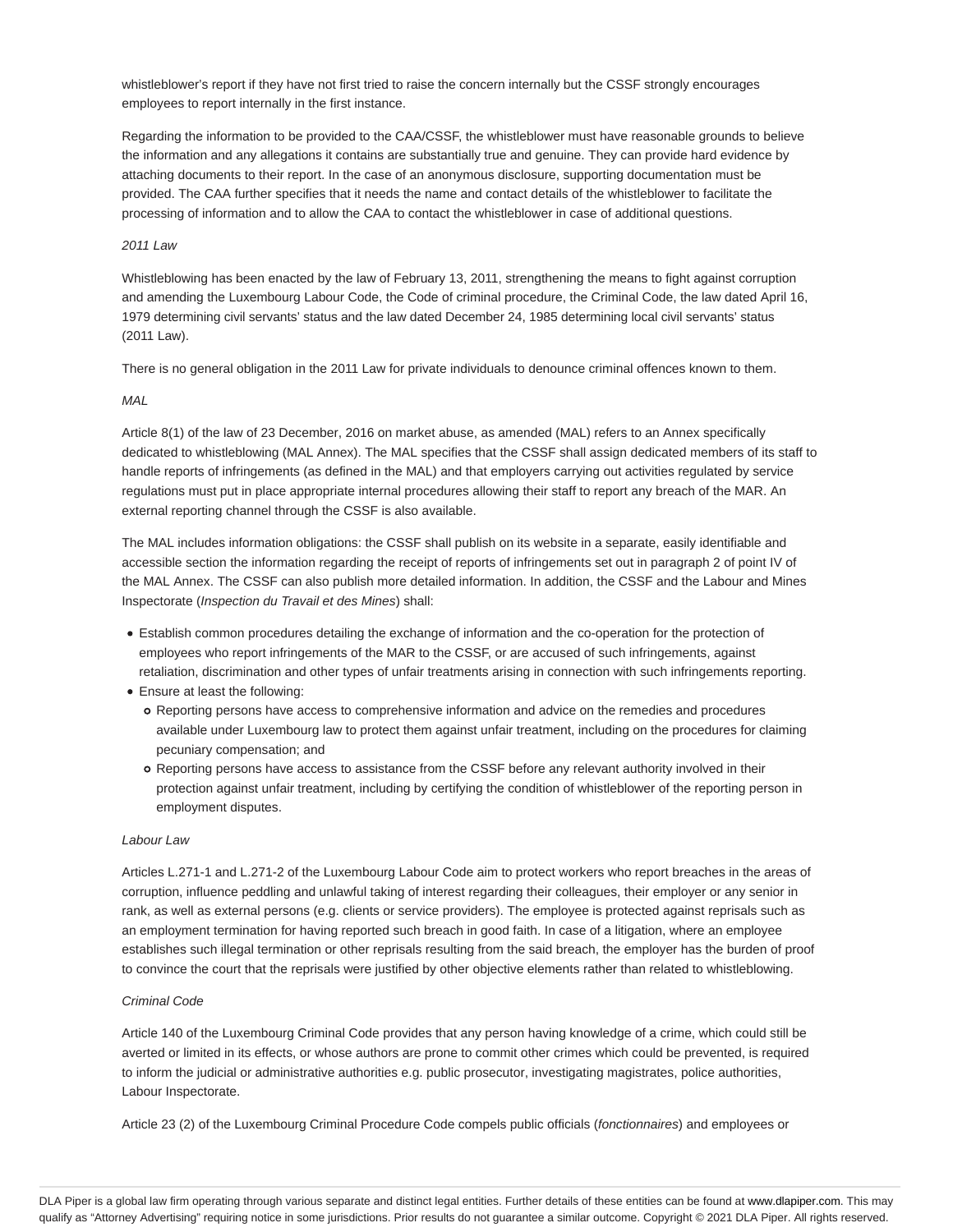whistleblower's report if they have not first tried to raise the concern internally but the CSSF strongly encourages employees to report internally in the first instance.

Regarding the information to be provided to the CAA/CSSF, the whistleblower must have reasonable grounds to believe the information and any allegations it contains are substantially true and genuine. They can provide hard evidence by attaching documents to their report. In the case of an anonymous disclosure, supporting documentation must be provided. The CAA further specifies that it needs the name and contact details of the whistleblower to facilitate the processing of information and to allow the CAA to contact the whistleblower in case of additional questions.

*2011 Law*

Whistleblowing has been enacted by the law of February 13, 2011, strengthening the means to fight against corruption and amending the Luxembourg Labour Code, the Code of criminal procedure, the Criminal Code, the law dated April 16, 1979 determining civil servants' status and the law dated December 24, 1985 determining local civil servants' status (2011 Law).

There is no general obligation in the 2011 Law for private individuals to denounce criminal offences known to them.

*MAL*

Article 8(1) of the law of 23 December, 2016 on market abuse, as amended (MAL) refers to an Annex specifically dedicated to whistleblowing (MAL Annex). The MAL specifies that the CSSF shall assign dedicated members of its staff to handle reports of infringements (as defined in the MAL) and that employers carrying out activities regulated by service regulations must put in place appropriate internal procedures allowing their staff to report any breach of the MAR. An external reporting channel through the CSSF is also available.

The MAL includes information obligations: the CSSF shall publish on its website in a separate, easily identifiable and accessible section the information regarding the receipt of reports of infringements set out in paragraph 2 of point IV of the MAL Annex. The CSSF can also publish more detailed information. In addition, the CSSF and the Labour and Mines Inspectorate (*Inspection du Travail et des Mines*) shall:

- Establish common procedures detailing the exchange of information and the co-operation for the protection of employees who report infringements of the MAR to the CSSF, or are accused of such infringements, against retaliation, discrimination and other types of unfair treatments arising in connection with such infringements reporting.
- Ensure at least the following:
  - Reporting persons have access to comprehensive information and advice on the remedies and procedures available under Luxembourg law to protect them against unfair treatment, including on the procedures for claiming pecuniary compensation; and
  - Reporting persons have access to assistance from the CSSF before any relevant authority involved in their protection against unfair treatment, including by certifying the condition of whistleblower of the reporting person in employment disputes.

*Labour Law*

Articles L.271-1 and L.271-2 of the Luxembourg Labour Code aim to protect workers who report breaches in the areas of corruption, influence peddling and unlawful taking of interest regarding their colleagues, their employer or any senior in rank, as well as external persons (e.g. clients or service providers). The employee is protected against reprisals such as an employment termination for having reported such breach in good faith. In case of a litigation, where an employee establishes such illegal termination or other reprisals resulting from the said breach, the employer has the burden of proof to convince the court that the reprisals were justified by other objective elements rather than related to whistleblowing.

*Criminal Code*

Article 140 of the Luxembourg Criminal Code provides that any person having knowledge of a crime, which could still be averted or limited in its effects, or whose authors are prone to commit other crimes which could be prevented, is required to inform the judicial or administrative authorities e.g. public prosecutor, investigating magistrates, police authorities, Labour Inspectorate.

Article 23 (2) of the Luxembourg Criminal Procedure Code compels public officials (*fonctionnaires*) and employees or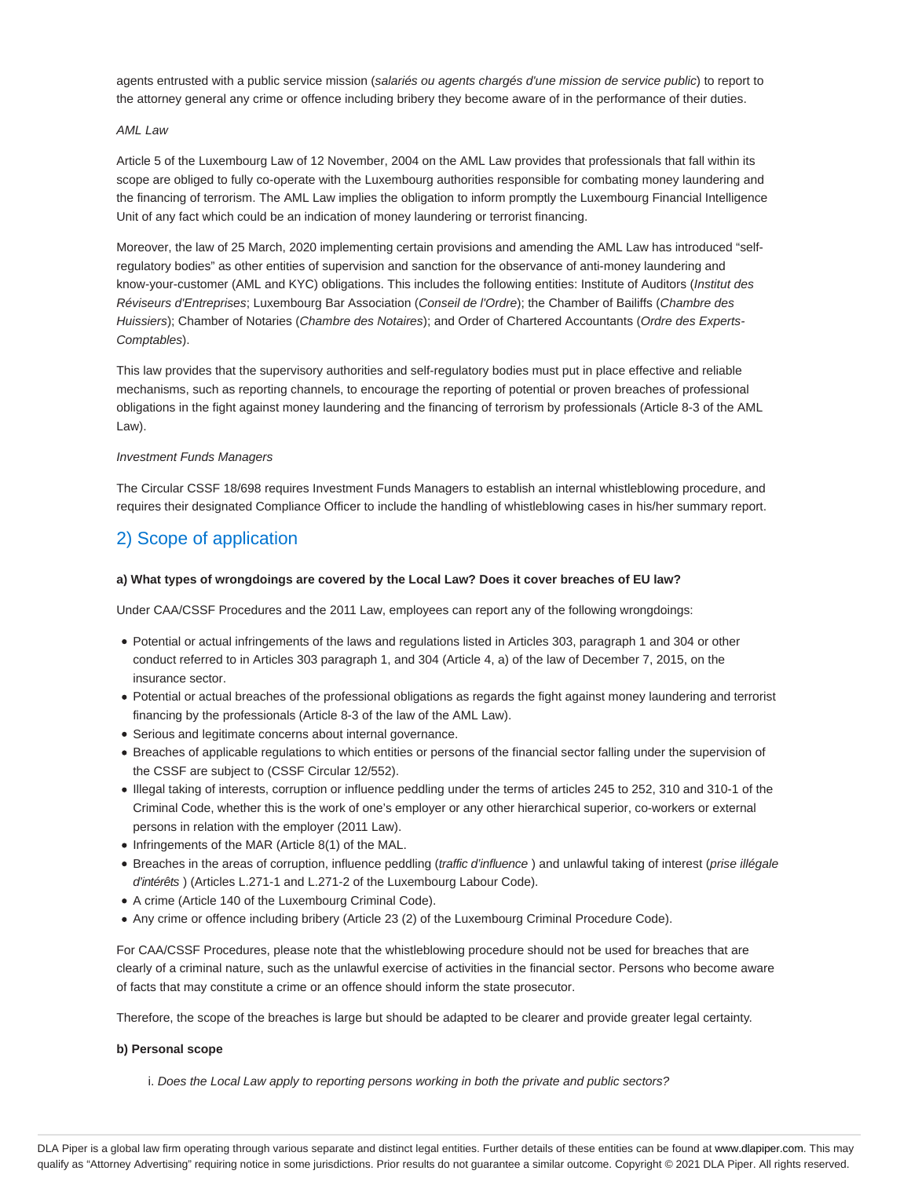agents entrusted with a public service mission (*salariés ou agents chargés d'une mission de service public*) to report to the attorney general any crime or offence including bribery they become aware of in the performance of their duties.

*AML Law*

Article 5 of the Luxembourg Law of 12 November, 2004 on the AML Law provides that professionals that fall within its scope are obliged to fully co-operate with the Luxembourg authorities responsible for combating money laundering and the financing of terrorism. The AML Law implies the obligation to inform promptly the Luxembourg Financial Intelligence Unit of any fact which could be an indication of money laundering or terrorist financing.

Moreover, the law of 25 March, 2020 implementing certain provisions and amending the AML Law has introduced "self-regulatory bodies" as other entities of supervision and sanction for the observance of anti-money laundering and know-your-customer (AML and KYC) obligations. This includes the following entities: Institute of Auditors (*Institut des Réviseurs d'Entreprises*; Luxembourg Bar Association (*Conseil de l'Ordre*); the Chamber of Bailiffs (*Chambre des Huissiers*); Chamber of Notaries (*Chambre des Notaires*); and Order of Chartered Accountants (*Ordre des Experts-Comptables*).

This law provides that the supervisory authorities and self-regulatory bodies must put in place effective and reliable mechanisms, such as reporting channels, to encourage the reporting of potential or proven breaches of professional obligations in the fight against money laundering and the financing of terrorism by professionals (Article 8-3 of the AML Law).

*Investment Funds Managers*

The Circular CSSF 18/698 requires Investment Funds Managers to establish an internal whistleblowing procedure, and requires their designated Compliance Officer to include the handling of whistleblowing cases in his/her summary report.

## 2) Scope of application

**a) What types of wrongdoings are covered by the Local Law? Does it cover breaches of EU law?**

Under CAA/CSSF Procedures and the 2011 Law, employees can report any of the following wrongdoings:

- Potential or actual infringements of the laws and regulations listed in Articles 303, paragraph 1 and 304 or other conduct referred to in Articles 303 paragraph 1, and 304 (Article 4, a) of the law of December 7, 2015, on the insurance sector.
- Potential or actual breaches of the professional obligations as regards the fight against money laundering and terrorist financing by the professionals (Article 8-3 of the law of the AML Law).
- Serious and legitimate concerns about internal governance.
- Breaches of applicable regulations to which entities or persons of the financial sector falling under the supervision of the CSSF are subject to (CSSF Circular 12/552).
- Illegal taking of interests, corruption or influence peddling under the terms of articles 245 to 252, 310 and 310-1 of the Criminal Code, whether this is the work of one's employer or any other hierarchical superior, co-workers or external persons in relation with the employer (2011 Law).
- Infringements of the MAR (Article 8(1) of the MAL.
- Breaches in the areas of corruption, influence peddling (*traffic d'influence* ) and unlawful taking of interest (*prise illégale d'intérêts* ) (Articles L.271-1 and L.271-2 of the Luxembourg Labour Code).
- A crime (Article 140 of the Luxembourg Criminal Code).
- Any crime or offence including bribery (Article 23 (2) of the Luxembourg Criminal Procedure Code).

For CAA/CSSF Procedures, please note that the whistleblowing procedure should not be used for breaches that are clearly of a criminal nature, such as the unlawful exercise of activities in the financial sector. Persons who become aware of facts that may constitute a crime or an offence should inform the state prosecutor.

Therefore, the scope of the breaches is large but should be adapted to be clearer and provide greater legal certainty.

**b) Personal scope**

i. *Does the Local Law apply to reporting persons working in both the private and public sectors?*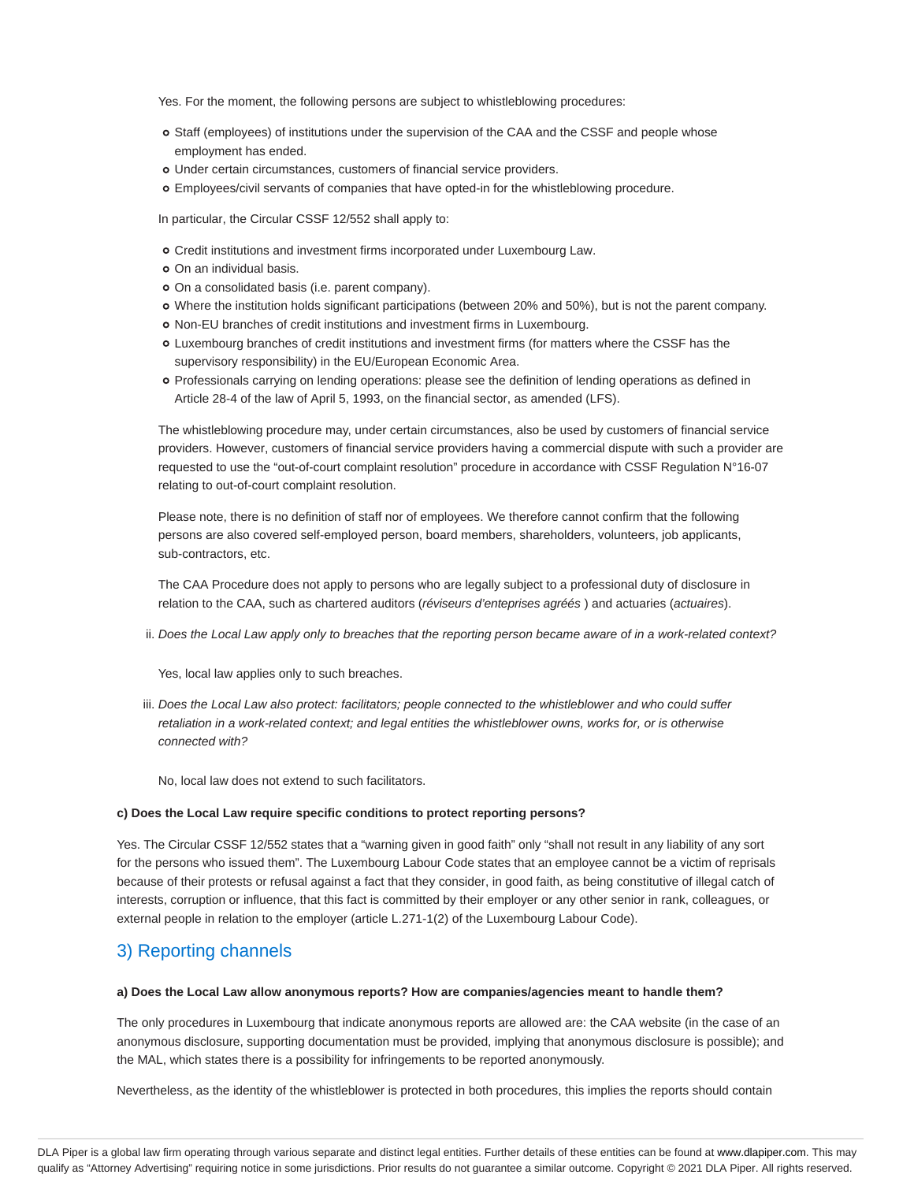Yes. For the moment, the following persons are subject to whistleblowing procedures:

- Staff (employees) of institutions under the supervision of the CAA and the CSSF and people whose employment has ended.
- Under certain circumstances, customers of financial service providers.
- Employees/civil servants of companies that have opted-in for the whistleblowing procedure.

In particular, the Circular CSSF 12/552 shall apply to:

- Credit institutions and investment firms incorporated under Luxembourg Law.
- On an individual basis.
- On a consolidated basis (i.e. parent company).
- Where the institution holds significant participations (between 20% and 50%), but is not the parent company.
- Non-EU branches of credit institutions and investment firms in Luxembourg.
- Luxembourg branches of credit institutions and investment firms (for matters where the CSSF has the supervisory responsibility) in the EU/European Economic Area.
- Professionals carrying on lending operations: please see the definition of lending operations as defined in Article 28-4 of the law of April 5, 1993, on the financial sector, as amended (LFS).

The whistleblowing procedure may, under certain circumstances, also be used by customers of financial service providers. However, customers of financial service providers having a commercial dispute with such a provider are requested to use the "out-of-court complaint resolution" procedure in accordance with CSSF Regulation N°16-07 relating to out-of-court complaint resolution.

Please note, there is no definition of staff nor of employees. We therefore cannot confirm that the following persons are also covered self-employed person, board members, shareholders, volunteers, job applicants, sub-contractors, etc.

The CAA Procedure does not apply to persons who are legally subject to a professional duty of disclosure in relation to the CAA, such as chartered auditors (*réviseurs d'enteprises agréés* ) and actuaries (*actuaires*).

ii. *Does the Local Law apply only to breaches that the reporting person became aware of in a work-related context?*

Yes, local law applies only to such breaches.

iii. *Does the Local Law also protect: facilitators; people connected to the whistleblower and who could suffer retaliation in a work-related context; and legal entities the whistleblower owns, works for, or is otherwise connected with?*

No, local law does not extend to such facilitators.

**c) Does the Local Law require specific conditions to protect reporting persons?**

Yes. The Circular CSSF 12/552 states that a "warning given in good faith" only "shall not result in any liability of any sort for the persons who issued them". The Luxembourg Labour Code states that an employee cannot be a victim of reprisals because of their protests or refusal against a fact that they consider, in good faith, as being constitutive of illegal catch of interests, corruption or influence, that this fact is committed by their employer or any other senior in rank, colleagues, or external people in relation to the employer (article L.271-1(2) of the Luxembourg Labour Code).

## 3) Reporting channels

**a) Does the Local Law allow anonymous reports? How are companies/agencies meant to handle them?**

The only procedures in Luxembourg that indicate anonymous reports are allowed are: the CAA website (in the case of an anonymous disclosure, supporting documentation must be provided, implying that anonymous disclosure is possible); and the MAL, which states there is a possibility for infringements to be reported anonymously.

Nevertheless, as the identity of the whistleblower is protected in both procedures, this implies the reports should contain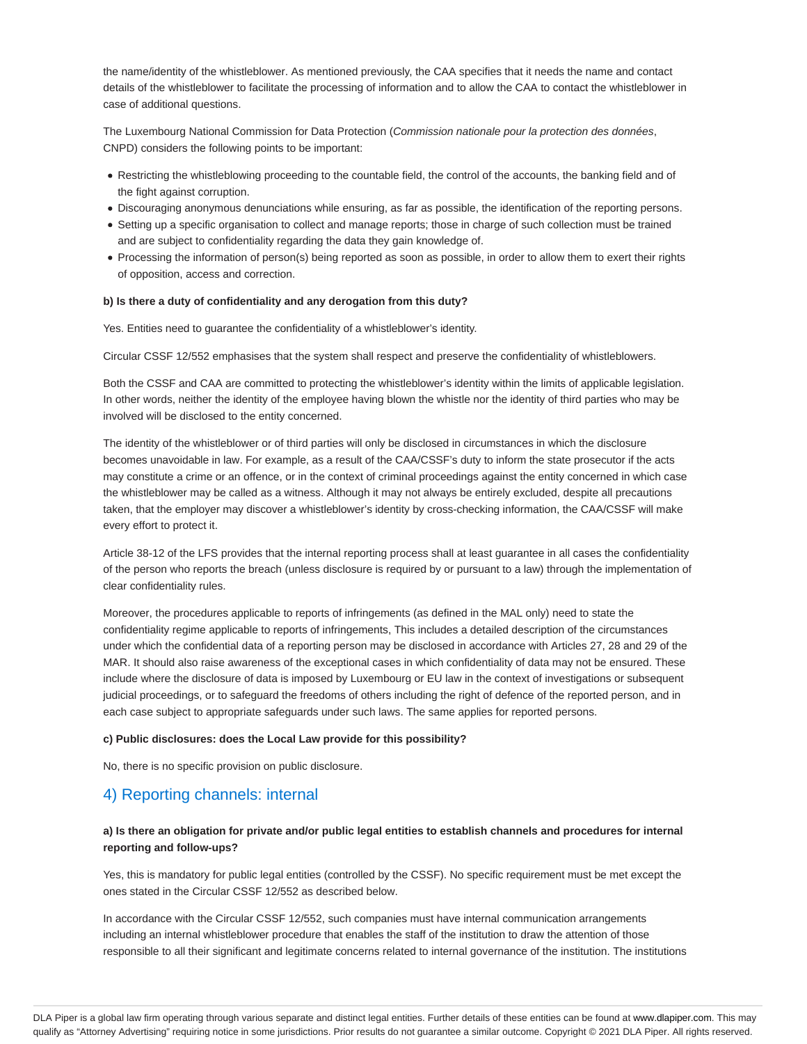the name/identity of the whistleblower. As mentioned previously, the CAA specifies that it needs the name and contact details of the whistleblower to facilitate the processing of information and to allow the CAA to contact the whistleblower in case of additional questions.

The Luxembourg National Commission for Data Protection (*Commission nationale pour la protection des données*, CNPD) considers the following points to be important:

- Restricting the whistleblowing proceeding to the countable field, the control of the accounts, the banking field and of the fight against corruption.
- Discouraging anonymous denunciations while ensuring, as far as possible, the identification of the reporting persons.
- Setting up a specific organisation to collect and manage reports; those in charge of such collection must be trained and are subject to confidentiality regarding the data they gain knowledge of.
- Processing the information of person(s) being reported as soon as possible, in order to allow them to exert their rights of opposition, access and correction.

**b) Is there a duty of confidentiality and any derogation from this duty?**

Yes. Entities need to guarantee the confidentiality of a whistleblower's identity.

Circular CSSF 12/552 emphasises that the system shall respect and preserve the confidentiality of whistleblowers.

Both the CSSF and CAA are committed to protecting the whistleblower's identity within the limits of applicable legislation. In other words, neither the identity of the employee having blown the whistle nor the identity of third parties who may be involved will be disclosed to the entity concerned.

The identity of the whistleblower or of third parties will only be disclosed in circumstances in which the disclosure becomes unavoidable in law. For example, as a result of the CAA/CSSF's duty to inform the state prosecutor if the acts may constitute a crime or an offence, or in the context of criminal proceedings against the entity concerned in which case the whistleblower may be called as a witness. Although it may not always be entirely excluded, despite all precautions taken, that the employer may discover a whistleblower's identity by cross-checking information, the CAA/CSSF will make every effort to protect it.

Article 38-12 of the LFS provides that the internal reporting process shall at least guarantee in all cases the confidentiality of the person who reports the breach (unless disclosure is required by or pursuant to a law) through the implementation of clear confidentiality rules.

Moreover, the procedures applicable to reports of infringements (as defined in the MAL only) need to state the confidentiality regime applicable to reports of infringements, This includes a detailed description of the circumstances under which the confidential data of a reporting person may be disclosed in accordance with Articles 27, 28 and 29 of the MAR. It should also raise awareness of the exceptional cases in which confidentiality of data may not be ensured. These include where the disclosure of data is imposed by Luxembourg or EU law in the context of investigations or subsequent judicial proceedings, or to safeguard the freedoms of others including the right of defence of the reported person, and in each case subject to appropriate safeguards under such laws. The same applies for reported persons.

**c) Public disclosures: does the Local Law provide for this possibility?**

No, there is no specific provision on public disclosure.

## 4) Reporting channels: internal

**a) Is there an obligation for private and/or public legal entities to establish channels and procedures for internal reporting and follow-ups?**

Yes, this is mandatory for public legal entities (controlled by the CSSF). No specific requirement must be met except the ones stated in the Circular CSSF 12/552 as described below.

In accordance with the Circular CSSF 12/552, such companies must have internal communication arrangements including an internal whistleblower procedure that enables the staff of the institution to draw the attention of those responsible to all their significant and legitimate concerns related to internal governance of the institution. The institutions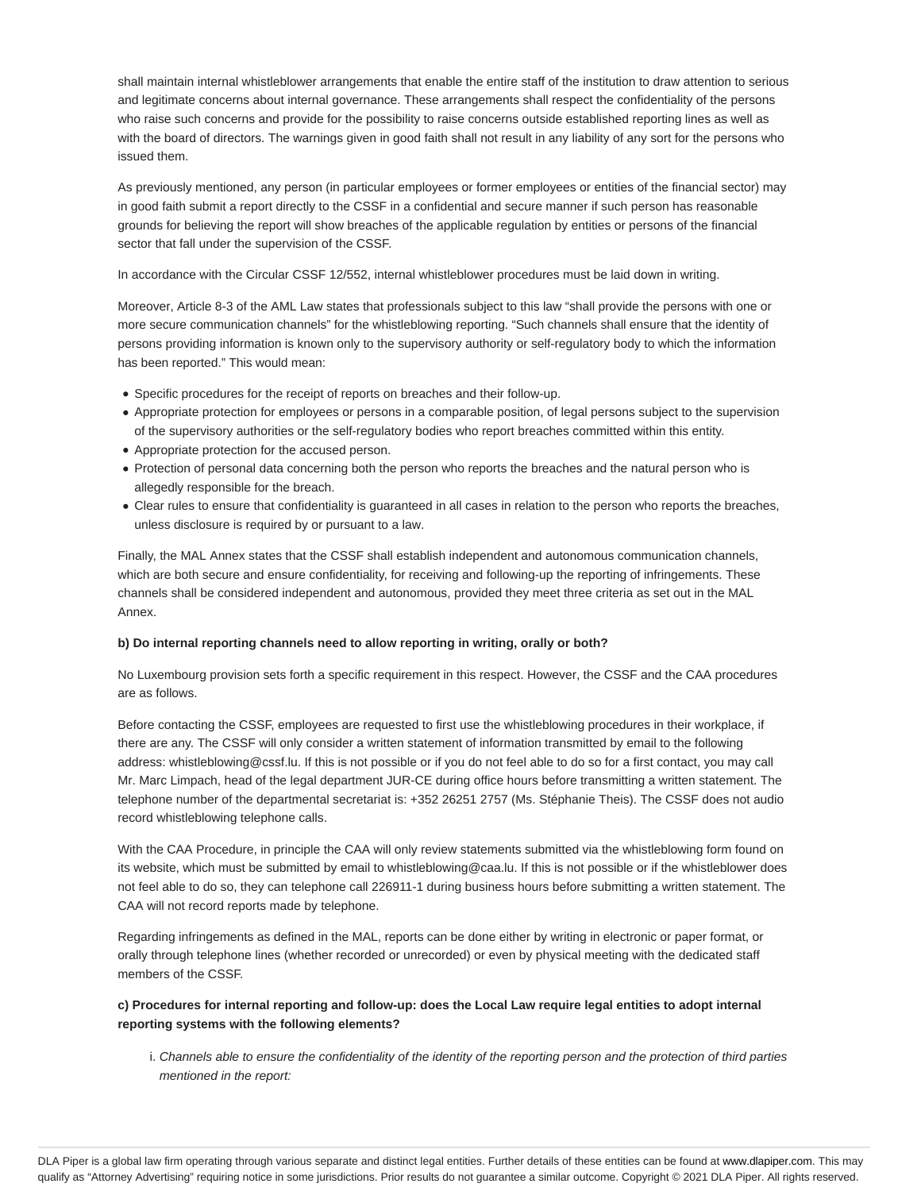shall maintain internal whistleblower arrangements that enable the entire staff of the institution to draw attention to serious and legitimate concerns about internal governance. These arrangements shall respect the confidentiality of the persons who raise such concerns and provide for the possibility to raise concerns outside established reporting lines as well as with the board of directors. The warnings given in good faith shall not result in any liability of any sort for the persons who issued them.

As previously mentioned, any person (in particular employees or former employees or entities of the financial sector) may in good faith submit a report directly to the CSSF in a confidential and secure manner if such person has reasonable grounds for believing the report will show breaches of the applicable regulation by entities or persons of the financial sector that fall under the supervision of the CSSF.

In accordance with the Circular CSSF 12/552, internal whistleblower procedures must be laid down in writing.

Moreover, Article 8-3 of the AML Law states that professionals subject to this law "shall provide the persons with one or more secure communication channels" for the whistleblowing reporting. "Such channels shall ensure that the identity of persons providing information is known only to the supervisory authority or self-regulatory body to which the information has been reported." This would mean:

- Specific procedures for the receipt of reports on breaches and their follow-up.
- Appropriate protection for employees or persons in a comparable position, of legal persons subject to the supervision of the supervisory authorities or the self-regulatory bodies who report breaches committed within this entity.
- Appropriate protection for the accused person.
- Protection of personal data concerning both the person who reports the breaches and the natural person who is allegedly responsible for the breach.
- Clear rules to ensure that confidentiality is guaranteed in all cases in relation to the person who reports the breaches, unless disclosure is required by or pursuant to a law.

Finally, the MAL Annex states that the CSSF shall establish independent and autonomous communication channels, which are both secure and ensure confidentiality, for receiving and following-up the reporting of infringements. These channels shall be considered independent and autonomous, provided they meet three criteria as set out in the MAL Annex.

**b) Do internal reporting channels need to allow reporting in writing, orally or both?**

No Luxembourg provision sets forth a specific requirement in this respect. However, the CSSF and the CAA procedures are as follows.

Before contacting the CSSF, employees are requested to first use the whistleblowing procedures in their workplace, if there are any. The CSSF will only consider a written statement of information transmitted by email to the following address: whistleblowing@cssf.lu. If this is not possible or if you do not feel able to do so for a first contact, you may call Mr. Marc Limpach, head of the legal department JUR-CE during office hours before transmitting a written statement. The telephone number of the departmental secretariat is: +352 26251 2757 (Ms. Stéphanie Theis). The CSSF does not audio record whistleblowing telephone calls.

With the CAA Procedure, in principle the CAA will only review statements submitted via the whistleblowing form found on its website, which must be submitted by email to whistleblowing@caa.lu. If this is not possible or if the whistleblower does not feel able to do so, they can telephone call 226911-1 during business hours before submitting a written statement. The CAA will not record reports made by telephone.

Regarding infringements as defined in the MAL, reports can be done either by writing in electronic or paper format, or orally through telephone lines (whether recorded or unrecorded) or even by physical meeting with the dedicated staff members of the CSSF.

**c) Procedures for internal reporting and follow-up: does the Local Law require legal entities to adopt internal reporting systems with the following elements?**

i. *Channels able to ensure the confidentiality of the identity of the reporting person and the protection of third parties mentioned in the report:*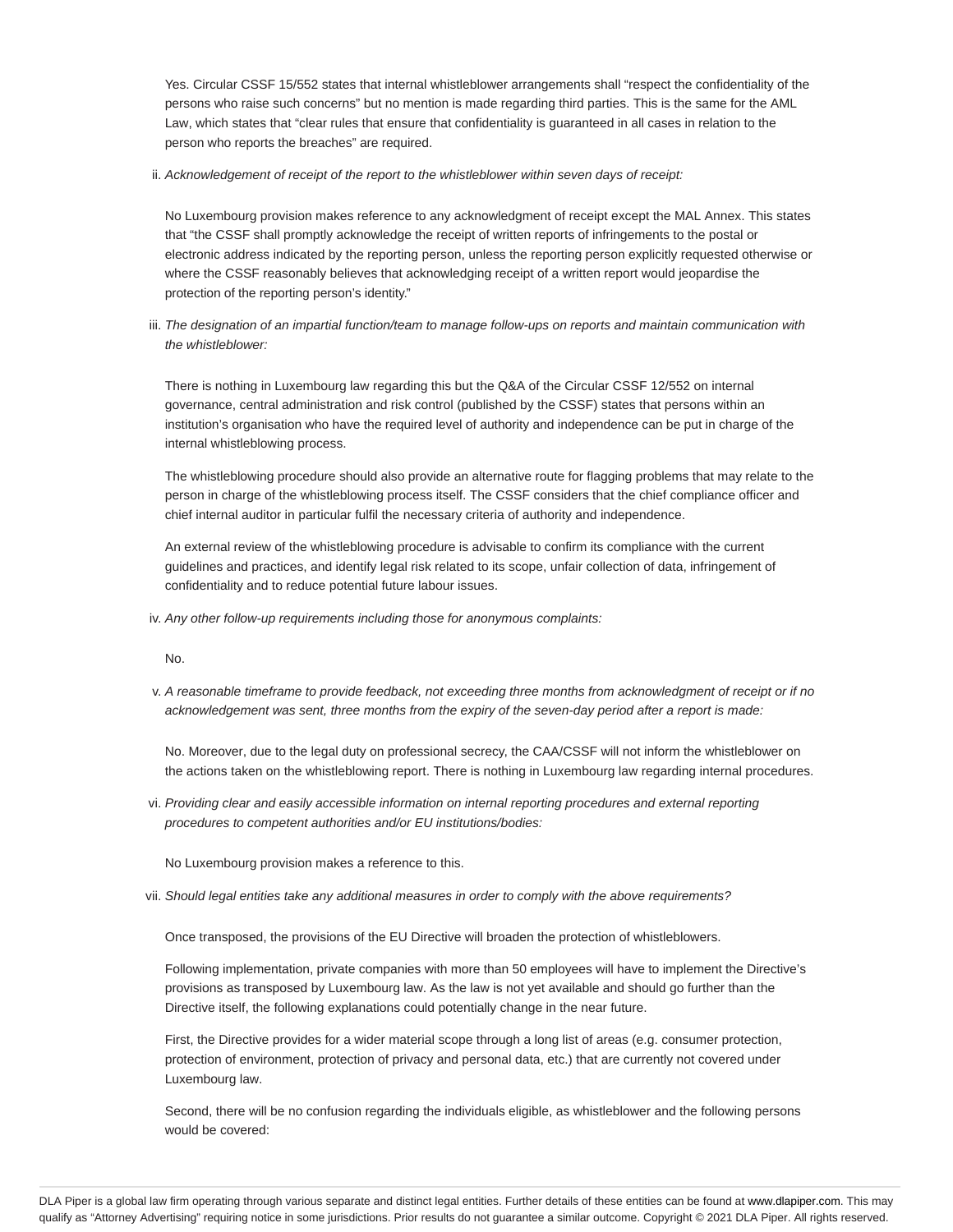Yes. Circular CSSF 15/552 states that internal whistleblower arrangements shall "respect the confidentiality of the persons who raise such concerns" but no mention is made regarding third parties. This is the same for the AML Law, which states that "clear rules that ensure that confidentiality is guaranteed in all cases in relation to the person who reports the breaches" are required.

ii. *Acknowledgement of receipt of the report to the whistleblower within seven days of receipt:*

No Luxembourg provision makes reference to any acknowledgment of receipt except the MAL Annex. This states that "the CSSF shall promptly acknowledge the receipt of written reports of infringements to the postal or electronic address indicated by the reporting person, unless the reporting person explicitly requested otherwise or where the CSSF reasonably believes that acknowledging receipt of a written report would jeopardise the protection of the reporting person's identity."

iii. *The designation of an impartial function/team to manage follow-ups on reports and maintain communication with the whistleblower:*

There is nothing in Luxembourg law regarding this but the Q&A of the Circular CSSF 12/552 on internal governance, central administration and risk control (published by the CSSF) states that persons within an institution's organisation who have the required level of authority and independence can be put in charge of the internal whistleblowing process.

The whistleblowing procedure should also provide an alternative route for flagging problems that may relate to the person in charge of the whistleblowing process itself. The CSSF considers that the chief compliance officer and chief internal auditor in particular fulfil the necessary criteria of authority and independence.

An external review of the whistleblowing procedure is advisable to confirm its compliance with the current guidelines and practices, and identify legal risk related to its scope, unfair collection of data, infringement of confidentiality and to reduce potential future labour issues.

iv. *Any other follow-up requirements including those for anonymous complaints:*

No.

v. *A reasonable timeframe to provide feedback, not exceeding three months from acknowledgment of receipt or if no acknowledgement was sent, three months from the expiry of the seven-day period after a report is made:*

No. Moreover, due to the legal duty on professional secrecy, the CAA/CSSF will not inform the whistleblower on the actions taken on the whistleblowing report. There is nothing in Luxembourg law regarding internal procedures.

vi. *Providing clear and easily accessible information on internal reporting procedures and external reporting procedures to competent authorities and/or EU institutions/bodies:*

No Luxembourg provision makes a reference to this.

vii. *Should legal entities take any additional measures in order to comply with the above requirements?*

Once transposed, the provisions of the EU Directive will broaden the protection of whistleblowers.

Following implementation, private companies with more than 50 employees will have to implement the Directive's provisions as transposed by Luxembourg law. As the law is not yet available and should go further than the Directive itself, the following explanations could potentially change in the near future.

First, the Directive provides for a wider material scope through a long list of areas (e.g. consumer protection, protection of environment, protection of privacy and personal data, etc.) that are currently not covered under Luxembourg law.

Second, there will be no confusion regarding the individuals eligible, as whistleblower and the following persons would be covered: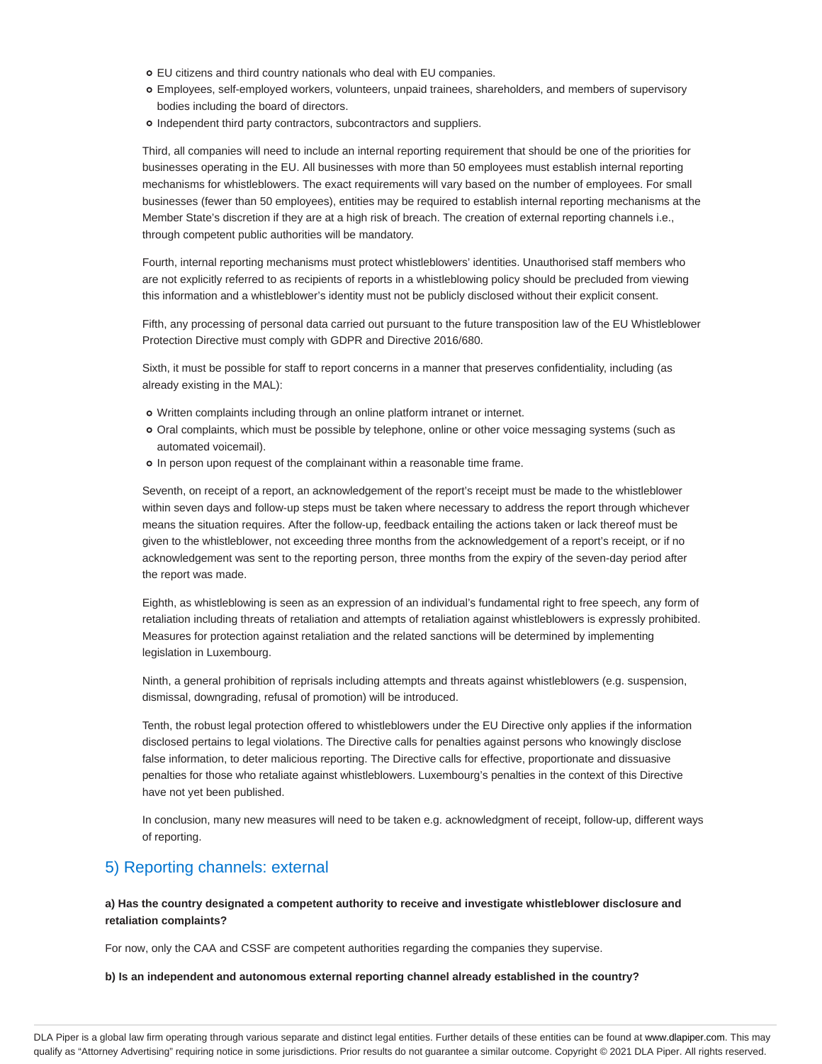- EU citizens and third country nationals who deal with EU companies.
- Employees, self-employed workers, volunteers, unpaid trainees, shareholders, and members of supervisory bodies including the board of directors.
- Independent third party contractors, subcontractors and suppliers.

Third, all companies will need to include an internal reporting requirement that should be one of the priorities for businesses operating in the EU. All businesses with more than 50 employees must establish internal reporting mechanisms for whistleblowers. The exact requirements will vary based on the number of employees. For small businesses (fewer than 50 employees), entities may be required to establish internal reporting mechanisms at the Member State's discretion if they are at a high risk of breach. The creation of external reporting channels i.e., through competent public authorities will be mandatory.

Fourth, internal reporting mechanisms must protect whistleblowers' identities. Unauthorised staff members who are not explicitly referred to as recipients of reports in a whistleblowing policy should be precluded from viewing this information and a whistleblower's identity must not be publicly disclosed without their explicit consent.

Fifth, any processing of personal data carried out pursuant to the future transposition law of the EU Whistleblower Protection Directive must comply with GDPR and Directive 2016/680.

Sixth, it must be possible for staff to report concerns in a manner that preserves confidentiality, including (as already existing in the MAL):

- Written complaints including through an online platform intranet or internet.
- Oral complaints, which must be possible by telephone, online or other voice messaging systems (such as automated voicemail).
- In person upon request of the complainant within a reasonable time frame.

Seventh, on receipt of a report, an acknowledgement of the report's receipt must be made to the whistleblower within seven days and follow-up steps must be taken where necessary to address the report through whichever means the situation requires. After the follow-up, feedback entailing the actions taken or lack thereof must be given to the whistleblower, not exceeding three months from the acknowledgement of a report's receipt, or if no acknowledgement was sent to the reporting person, three months from the expiry of the seven-day period after the report was made.

Eighth, as whistleblowing is seen as an expression of an individual's fundamental right to free speech, any form of retaliation including threats of retaliation and attempts of retaliation against whistleblowers is expressly prohibited. Measures for protection against retaliation and the related sanctions will be determined by implementing legislation in Luxembourg.

Ninth, a general prohibition of reprisals including attempts and threats against whistleblowers (e.g. suspension, dismissal, downgrading, refusal of promotion) will be introduced.

Tenth, the robust legal protection offered to whistleblowers under the EU Directive only applies if the information disclosed pertains to legal violations. The Directive calls for penalties against persons who knowingly disclose false information, to deter malicious reporting. The Directive calls for effective, proportionate and dissuasive penalties for those who retaliate against whistleblowers. Luxembourg's penalties in the context of this Directive have not yet been published.

In conclusion, many new measures will need to be taken e.g. acknowledgment of receipt, follow-up, different ways of reporting.

## 5) Reporting channels: external

**a) Has the country designated a competent authority to receive and investigate whistleblower disclosure and retaliation complaints?**

For now, only the CAA and CSSF are competent authorities regarding the companies they supervise.

**b) Is an independent and autonomous external reporting channel already established in the country?**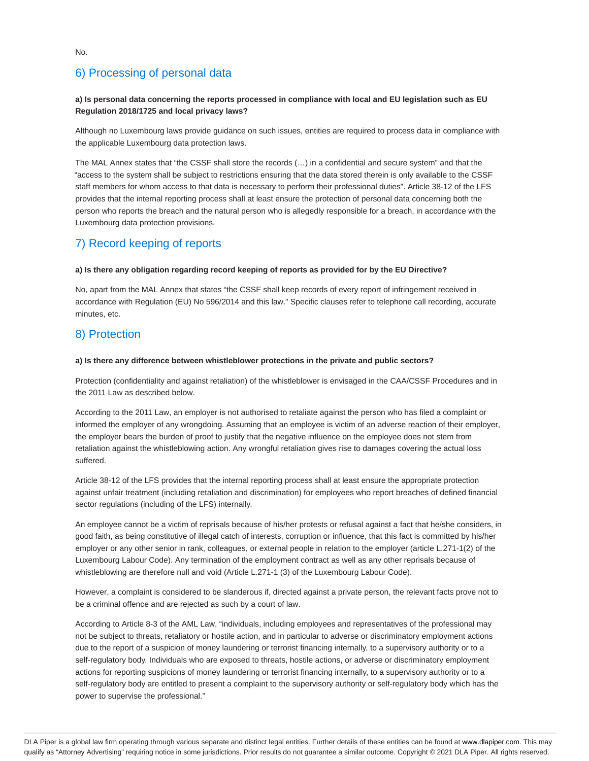No.

## 6) Processing of personal data

**a) Is personal data concerning the reports processed in compliance with local and EU legislation such as EU Regulation 2018/1725 and local privacy laws?**

Although no Luxembourg laws provide guidance on such issues, entities are required to process data in compliance with the applicable Luxembourg data protection laws.

The MAL Annex states that "the CSSF shall store the records (…) in a confidential and secure system" and that the "access to the system shall be subject to restrictions ensuring that the data stored therein is only available to the CSSF staff members for whom access to that data is necessary to perform their professional duties". Article 38-12 of the LFS provides that the internal reporting process shall at least ensure the protection of personal data concerning both the person who reports the breach and the natural person who is allegedly responsible for a breach, in accordance with the Luxembourg data protection provisions.

## 7) Record keeping of reports

**a) Is there any obligation regarding record keeping of reports as provided for by the EU Directive?**

No, apart from the MAL Annex that states "the CSSF shall keep records of every report of infringement received in accordance with Regulation (EU) No 596/2014 and this law." Specific clauses refer to telephone call recording, accurate minutes, etc.

## 8) Protection

**a) Is there any difference between whistleblower protections in the private and public sectors?**

Protection (confidentiality and against retaliation) of the whistleblower is envisaged in the CAA/CSSF Procedures and in the 2011 Law as described below.

According to the 2011 Law, an employer is not authorised to retaliate against the person who has filed a complaint or informed the employer of any wrongdoing. Assuming that an employee is victim of an adverse reaction of their employer, the employer bears the burden of proof to justify that the negative influence on the employee does not stem from retaliation against the whistleblowing action. Any wrongful retaliation gives rise to damages covering the actual loss suffered.

Article 38-12 of the LFS provides that the internal reporting process shall at least ensure the appropriate protection against unfair treatment (including retaliation and discrimination) for employees who report breaches of defined financial sector regulations (including of the LFS) internally.

An employee cannot be a victim of reprisals because of his/her protests or refusal against a fact that he/she considers, in good faith, as being constitutive of illegal catch of interests, corruption or influence, that this fact is committed by his/her employer or any other senior in rank, colleagues, or external people in relation to the employer (article L.271-1(2) of the Luxembourg Labour Code). Any termination of the employment contract as well as any other reprisals because of whistleblowing are therefore null and void (Article L.271-1 (3) of the Luxembourg Labour Code).

However, a complaint is considered to be slanderous if, directed against a private person, the relevant facts prove not to be a criminal offence and are rejected as such by a court of law.

According to Article 8-3 of the AML Law, "individuals, including employees and representatives of the professional may not be subject to threats, retaliatory or hostile action, and in particular to adverse or discriminatory employment actions due to the report of a suspicion of money laundering or terrorist financing internally, to a supervisory authority or to a self-regulatory body. Individuals who are exposed to threats, hostile actions, or adverse or discriminatory employment actions for reporting suspicions of money laundering or terrorist financing internally, to a supervisory authority or to a self-regulatory body are entitled to present a complaint to the supervisory authority or self-regulatory body which has the power to supervise the professional."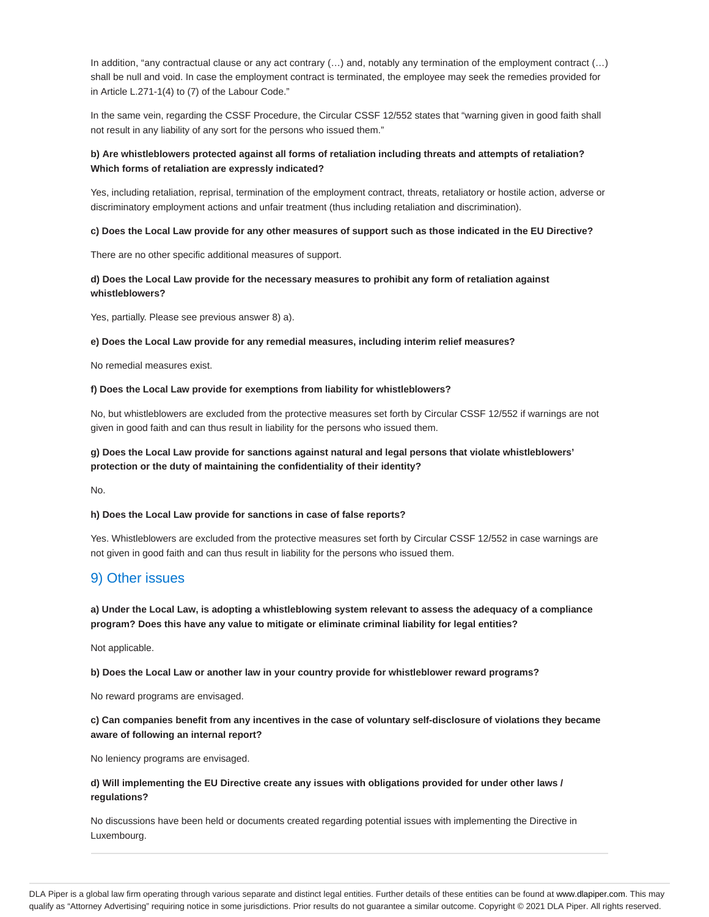In addition, "any contractual clause or any act contrary (…) and, notably any termination of the employment contract (…) shall be null and void. In case the employment contract is terminated, the employee may seek the remedies provided for in Article L.271-1(4) to (7) of the Labour Code."

In the same vein, regarding the CSSF Procedure, the Circular CSSF 12/552 states that "warning given in good faith shall not result in any liability of any sort for the persons who issued them."

**b) Are whistleblowers protected against all forms of retaliation including threats and attempts of retaliation? Which forms of retaliation are expressly indicated?**

Yes, including retaliation, reprisal, termination of the employment contract, threats, retaliatory or hostile action, adverse or discriminatory employment actions and unfair treatment (thus including retaliation and discrimination).

**c) Does the Local Law provide for any other measures of support such as those indicated in the EU Directive?**

There are no other specific additional measures of support.

**d) Does the Local Law provide for the necessary measures to prohibit any form of retaliation against whistleblowers?**

Yes, partially. Please see previous answer 8) a).

**e) Does the Local Law provide for any remedial measures, including interim relief measures?**

No remedial measures exist.

**f) Does the Local Law provide for exemptions from liability for whistleblowers?**

No, but whistleblowers are excluded from the protective measures set forth by Circular CSSF 12/552 if warnings are not given in good faith and can thus result in liability for the persons who issued them.

**g) Does the Local Law provide for sanctions against natural and legal persons that violate whistleblowers' protection or the duty of maintaining the confidentiality of their identity?**

No.

**h) Does the Local Law provide for sanctions in case of false reports?**

Yes. Whistleblowers are excluded from the protective measures set forth by Circular CSSF 12/552 in case warnings are not given in good faith and can thus result in liability for the persons who issued them.

## 9) Other issues

**a) Under the Local Law, is adopting a whistleblowing system relevant to assess the adequacy of a compliance program? Does this have any value to mitigate or eliminate criminal liability for legal entities?**

Not applicable.

**b) Does the Local Law or another law in your country provide for whistleblower reward programs?**

No reward programs are envisaged.

**c) Can companies benefit from any incentives in the case of voluntary self-disclosure of violations they became aware of following an internal report?**

No leniency programs are envisaged.

**d) Will implementing the EU Directive create any issues with obligations provided for under other laws / regulations?**

No discussions have been held or documents created regarding potential issues with implementing the Directive in Luxembourg.

---

DLA Piper is a global law firm operating through various separate and distinct legal entities. Further details of these entities can be found at www.dlapiper.com. This may qualify as "Attorney Advertising" requiring notice in some jurisdictions. Prior results do not guarantee a similar outcome. Copyright © 2021 DLA Piper. All rights reserved.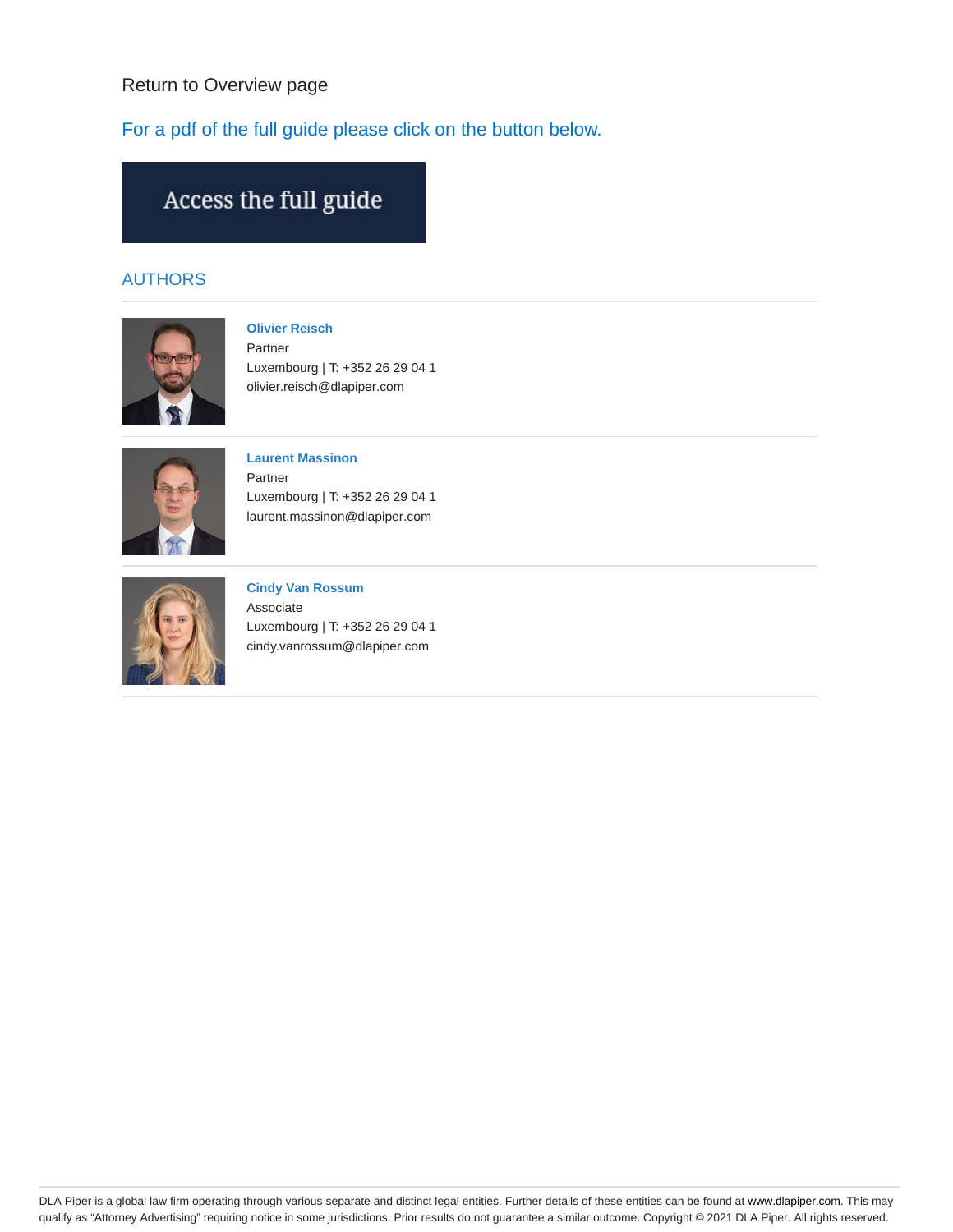Return to Overview page

For a pdf of the full guide please click on the button below.

Access the full guide

## AUTHORS

**Olivier Reisch**
Partner
Luxembourg | T: +352 26 29 04 1
olivier.reisch@dlapiper.com

**Laurent Massinon**
Partner
Luxembourg | T: +352 26 29 04 1
laurent.massinon@dlapiper.com

**Cindy Van Rossum**
Associate
Luxembourg | T: +352 26 29 04 1
cindy.vanrossum@dlapiper.com

DLA Piper is a global law firm operating through various separate and distinct legal entities. Further details of these entities can be found at www.dlapiper.com. This may qualify as “Attorney Advertising” requiring notice in some jurisdictions. Prior results do not guarantee a similar outcome. Copyright © 2021 DLA Piper. All rights reserved.